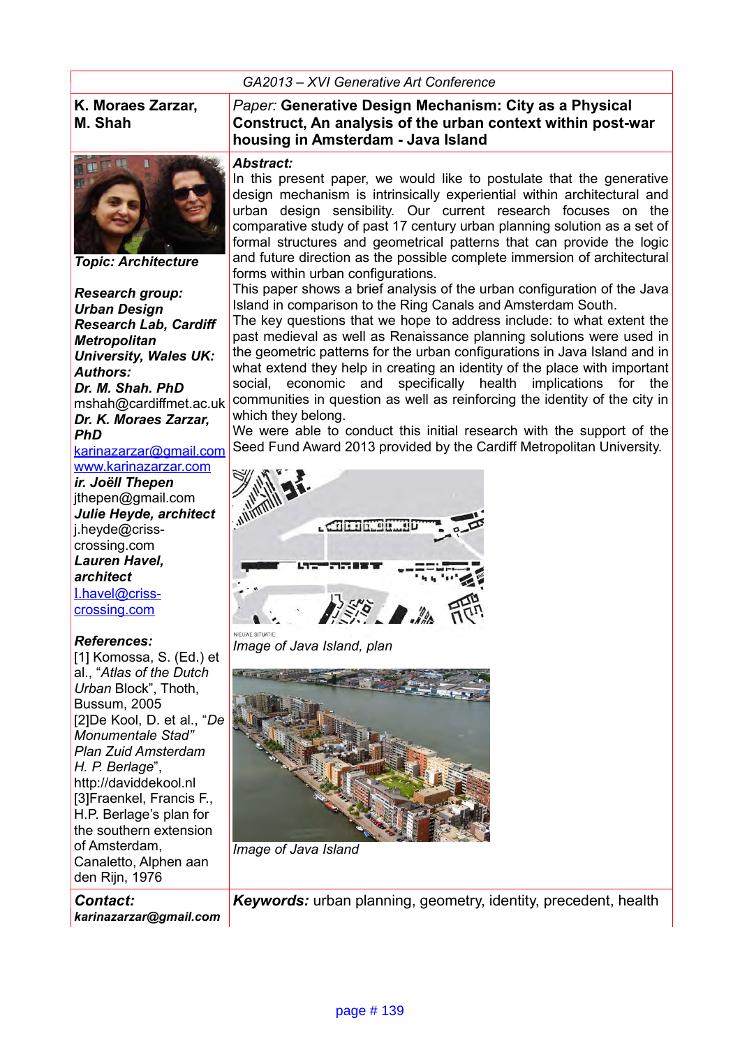GA2013 – XVI Generative Art Conference

**K. Moraes Zarzar, M. Shah**

*Paper:* **Generative Design Mechanism: City as a Physical Construct, An analysis of the urban context within post-war housing in Amsterdam - Java Island**

***Topic: Architecture***

***Research group: Urban Design Research Lab, Cardiff Metropolitan University, Wales UK:***

***Authors:***

***Dr. M. Shah. PhD***
mshah@cardiffmet.ac.uk

***Dr. K. Moraes Zarzar, PhD***
karinazarzar@gmail.com
www.karinazarzar.com

***ir. Joëll Thepen***
jthepen@gmail.com

***Julie Heyde, architect***
j.heyde@criss-crossing.com

***Lauren Havel, architect***
l.havel@criss-crossing.com

***Abstract:***

In this present paper, we would like to postulate that the generative design mechanism is intrinsically experiential within architectural and urban design sensibility. Our current research focuses on the comparative study of past 17 century urban planning solution as a set of formal structures and geometrical patterns that can provide the logic and future direction as the possible complete immersion of architectural forms within urban configurations.

This paper shows a brief analysis of the urban configuration of the Java Island in comparison to the Ring Canals and Amsterdam South.

The key questions that we hope to address include: to what extent the past medieval as well as Renaissance planning solutions were used in the geometric patterns for the urban configurations in Java Island and in what extend they help in creating an identity of the place with important social, economic and specifically health implications for the communities in question as well as reinforcing the identity of the city in which they belong.

We were able to conduct this initial research with the support of the Seed Fund Award 2013 provided by the Cardiff Metropolitan University.

NIEUWE SITUATIE

*Image of Java Island, plan*

*Image of Java Island*

***References:***

[1] Komossa, S. (Ed.) et al., "*Atlas of the Dutch Urban* Block", Thoth, Bussum, 2005

[2]De Kool, D. et al., "*De Monumentale Stad" Plan Zuid Amsterdam H. P. Berlage*", http://daviddekool.nl

[3]Fraenkel, Francis F., H.P. Berlage's plan for the southern extension of Amsterdam, Canaletto, Alphen aan den Rijn, 1976

***Contact:*** ***karinazarzar@gmail.com***

***Keywords:*** urban planning, geometry, identity, precedent, health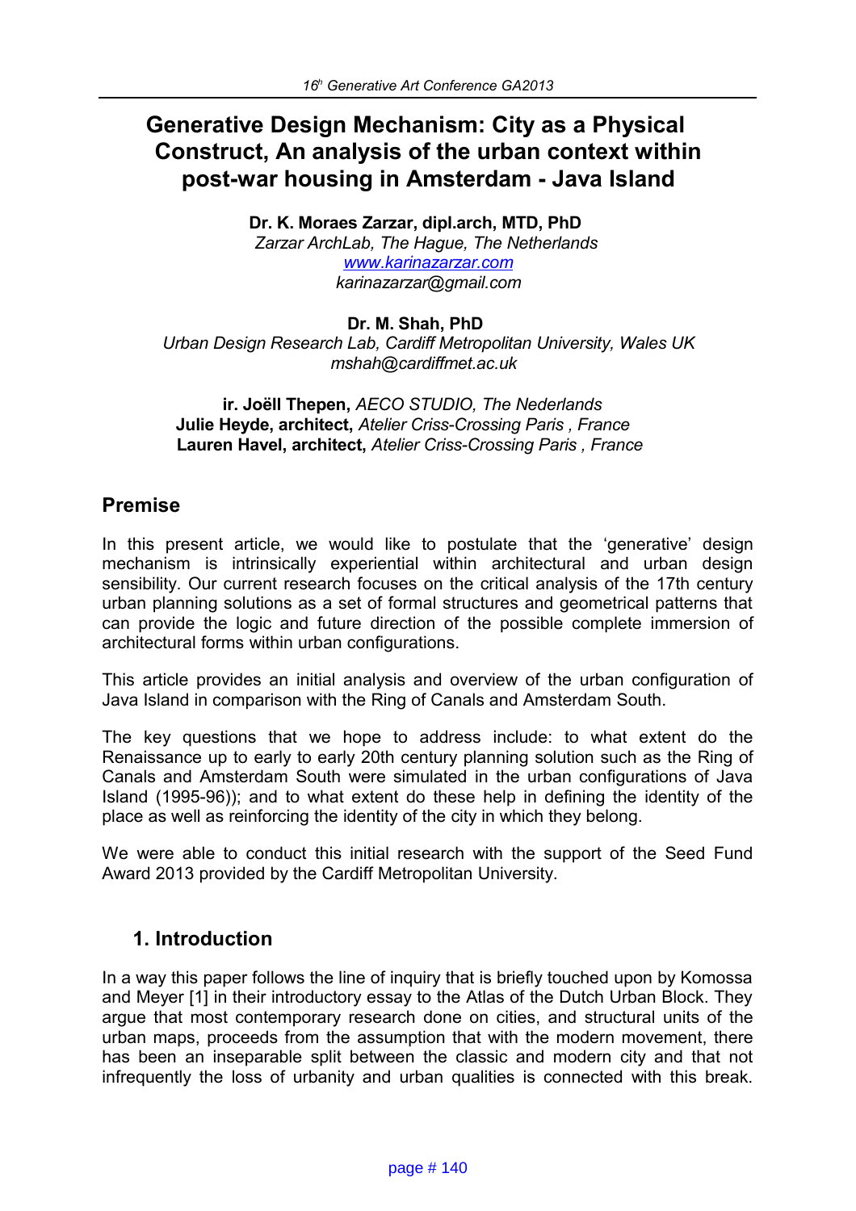# Generative Design Mechanism: City as a Physical Construct, An analysis of the urban context within post-war housing in Amsterdam - Java Island

**Dr. K. Moraes Zarzar, dipl.arch, MTD, PhD**
*Zarzar ArchLab, The Hague, The Netherlands*
*www.karinazarzar.com*
*karinazarzar@gmail.com*

**Dr. M. Shah, PhD**
*Urban Design Research Lab, Cardiff Metropolitan University, Wales UK*
*mshah@cardiffmet.ac.uk*

**ir. Joëll Thepen,** *AECO STUDIO, The Nederlands*
**Julie Heyde, architect,** *Atelier Criss-Crossing Paris , France*
**Lauren Havel, architect,** *Atelier Criss-Crossing Paris , France*

## Premise

In this present article, we would like to postulate that the 'generative' design mechanism is intrinsically experiential within architectural and urban design sensibility. Our current research focuses on the critical analysis of the 17th century urban planning solutions as a set of formal structures and geometrical patterns that can provide the logic and future direction of the possible complete immersion of architectural forms within urban configurations.

This article provides an initial analysis and overview of the urban configuration of Java Island in comparison with the Ring of Canals and Amsterdam South.

The key questions that we hope to address include: to what extent do the Renaissance up to early to early 20th century planning solution such as the Ring of Canals and Amsterdam South were simulated in the urban configurations of Java Island (1995-96)); and to what extent do these help in defining the identity of the place as well as reinforcing the identity of the city in which they belong.

We were able to conduct this initial research with the support of the Seed Fund Award 2013 provided by the Cardiff Metropolitan University.

## 1. Introduction

In a way this paper follows the line of inquiry that is briefly touched upon by Komossa and Meyer [1] in their introductory essay to the Atlas of the Dutch Urban Block. They argue that most contemporary research done on cities, and structural units of the urban maps, proceeds from the assumption that with the modern movement, there has been an inseparable split between the classic and modern city and that not infrequently the loss of urbanity and urban qualities is connected with this break.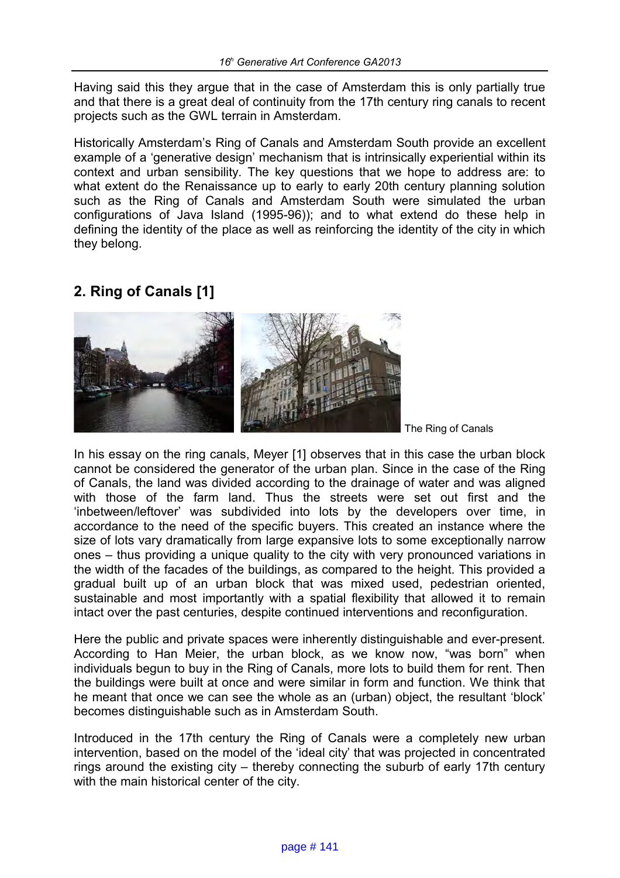Having said this they argue that in the case of Amsterdam this is only partially true and that there is a great deal of continuity from the 17th century ring canals to recent projects such as the GWL terrain in Amsterdam.

Historically Amsterdam's Ring of Canals and Amsterdam South provide an excellent example of a 'generative design' mechanism that is intrinsically experiential within its context and urban sensibility. The key questions that we hope to address are: to what extent do the Renaissance up to early to early 20th century planning solution such as the Ring of Canals and Amsterdam South were simulated the urban configurations of Java Island (1995-96)); and to what extend do these help in defining the identity of the place as well as reinforcing the identity of the city in which they belong.

## 2. Ring of Canals [1]

The Ring of Canals

In his essay on the ring canals, Meyer [1] observes that in this case the urban block cannot be considered the generator of the urban plan. Since in the case of the Ring of Canals, the land was divided according to the drainage of water and was aligned with those of the farm land. Thus the streets were set out first and the 'inbetween/leftover' was subdivided into lots by the developers over time, in accordance to the need of the specific buyers. This created an instance where the size of lots vary dramatically from large expansive lots to some exceptionally narrow ones – thus providing a unique quality to the city with very pronounced variations in the width of the facades of the buildings, as compared to the height. This provided a gradual built up of an urban block that was mixed used, pedestrian oriented, sustainable and most importantly with a spatial flexibility that allowed it to remain intact over the past centuries, despite continued interventions and reconfiguration.

Here the public and private spaces were inherently distinguishable and ever-present. According to Han Meier, the urban block, as we know now, "was born" when individuals begun to buy in the Ring of Canals, more lots to build them for rent. Then the buildings were built at once and were similar in form and function. We think that he meant that once we can see the whole as an (urban) object, the resultant 'block' becomes distinguishable such as in Amsterdam South.

Introduced in the 17th century the Ring of Canals were a completely new urban intervention, based on the model of the 'ideal city' that was projected in concentrated rings around the existing city – thereby connecting the suburb of early 17th century with the main historical center of the city.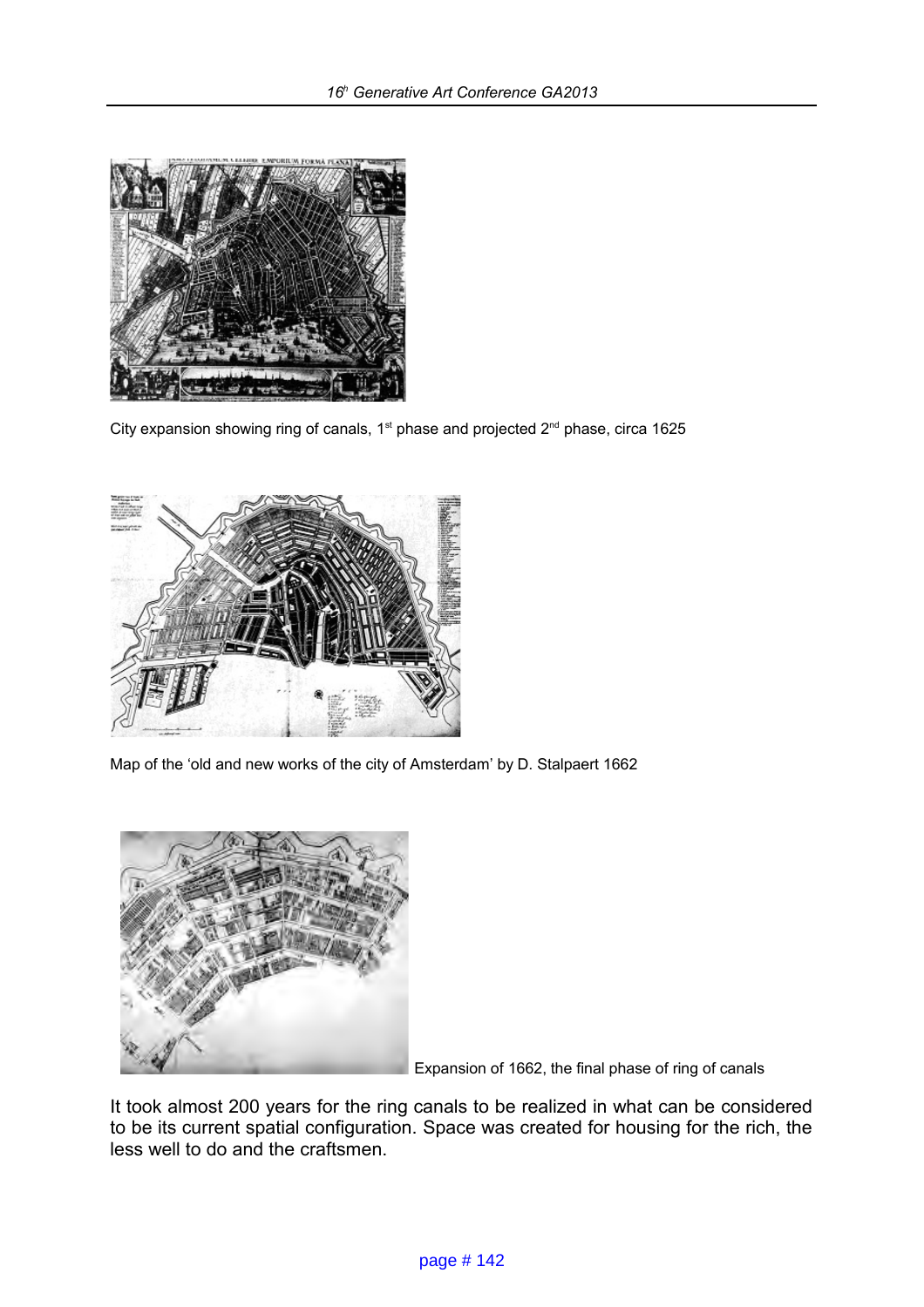City expansion showing ring of canals, 1st phase and projected 2nd phase, circa 1625

Map of the 'old and new works of the city of Amsterdam' by D. Stalpaert 1662

Expansion of 1662, the final phase of ring of canals

It took almost 200 years for the ring canals to be realized in what can be considered to be its current spatial configuration. Space was created for housing for the rich, the less well to do and the craftsmen.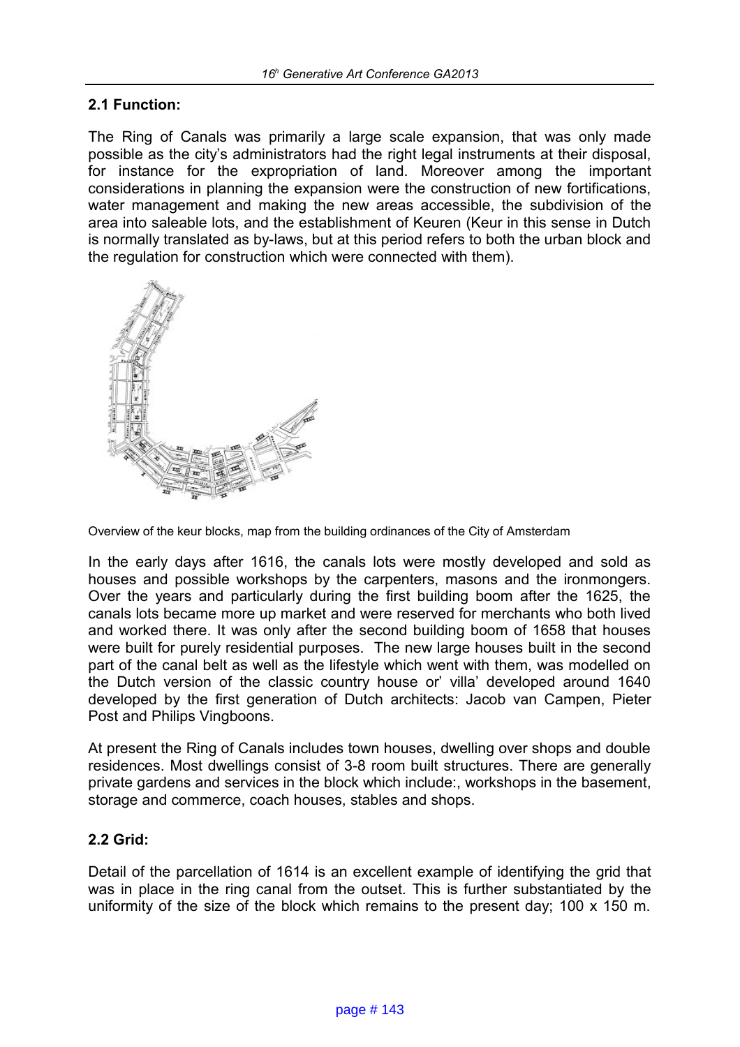## 2.1 Function:

The Ring of Canals was primarily a large scale expansion, that was only made possible as the city's administrators had the right legal instruments at their disposal, for instance for the expropriation of land. Moreover among the important considerations in planning the expansion were the construction of new fortifications, water management and making the new areas accessible, the subdivision of the area into saleable lots, and the establishment of Keuren (Keur in this sense in Dutch is normally translated as by-laws, but at this period refers to both the urban block and the regulation for construction which were connected with them).

Overview of the keur blocks, map from the building ordinances of the City of Amsterdam

In the early days after 1616, the canals lots were mostly developed and sold as houses and possible workshops by the carpenters, masons and the ironmongers. Over the years and particularly during the first building boom after the 1625, the canals lots became more up market and were reserved for merchants who both lived and worked there. It was only after the second building boom of 1658 that houses were built for purely residential purposes. The new large houses built in the second part of the canal belt as well as the lifestyle which went with them, was modelled on the Dutch version of the classic country house or' villa' developed around 1640 developed by the first generation of Dutch architects: Jacob van Campen, Pieter Post and Philips Vingboons.

At present the Ring of Canals includes town houses, dwelling over shops and double residences. Most dwellings consist of 3-8 room built structures. There are generally private gardens and services in the block which include:, workshops in the basement, storage and commerce, coach houses, stables and shops.

## 2.2 Grid:

Detail of the parcellation of 1614 is an excellent example of identifying the grid that was in place in the ring canal from the outset. This is further substantiated by the uniformity of the size of the block which remains to the present day; 100 x 150 m.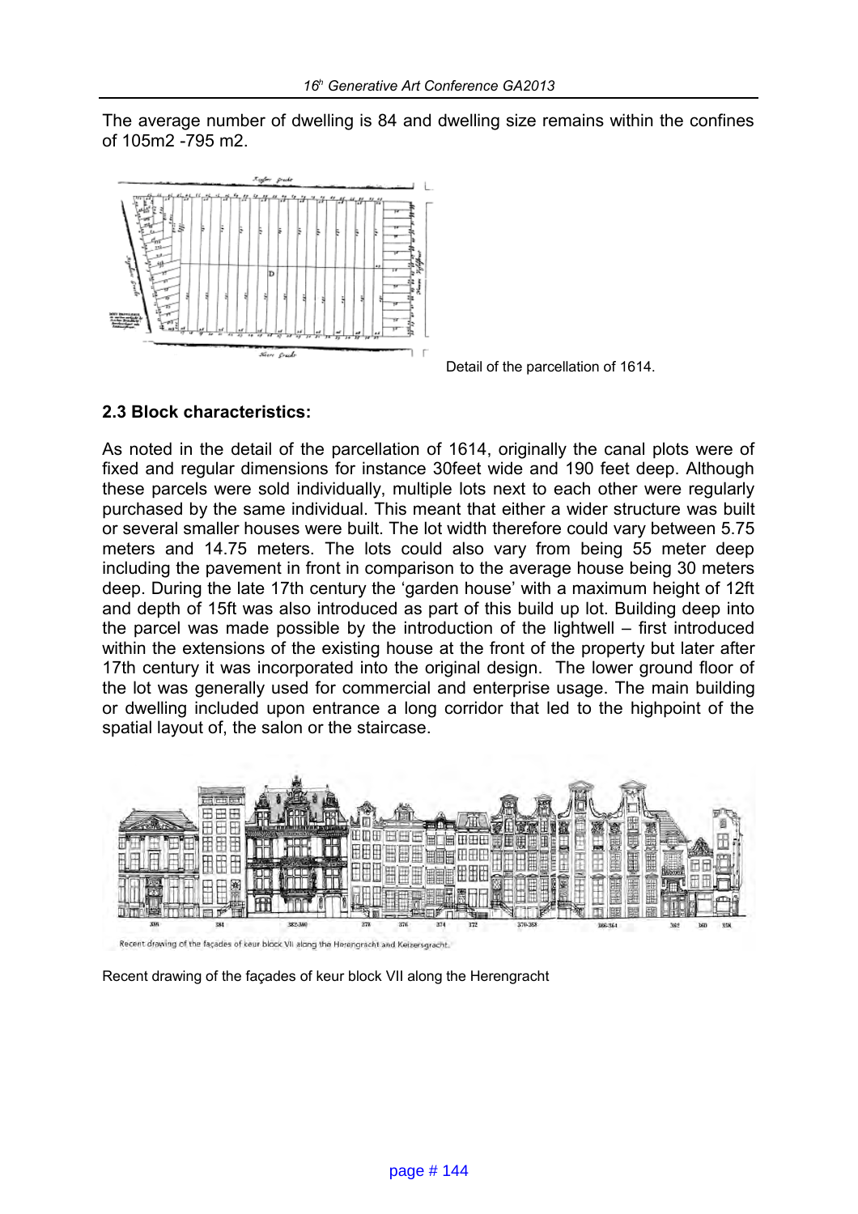The average number of dwelling is 84 and dwelling size remains within the confines of 105m2 -795 m2.

Detail of the parcellation of 1614.

## 2.3 Block characteristics:

As noted in the detail of the parcellation of 1614, originally the canal plots were of fixed and regular dimensions for instance 30feet wide and 190 feet deep. Although these parcels were sold individually, multiple lots next to each other were regularly purchased by the same individual. This meant that either a wider structure was built or several smaller houses were built. The lot width therefore could vary between 5.75 meters and 14.75 meters. The lots could also vary from being 55 meter deep including the pavement in front in comparison to the average house being 30 meters deep. During the late 17th century the 'garden house' with a maximum height of 12ft and depth of 15ft was also introduced as part of this build up lot. Building deep into the parcel was made possible by the introduction of the lightwell – first introduced within the extensions of the existing house at the front of the property but later after 17th century it was incorporated into the original design. The lower ground floor of the lot was generally used for commercial and enterprise usage. The main building or dwelling included upon entrance a long corridor that led to the highpoint of the spatial layout of, the salon or the staircase.

Recent drawing of the façades of keur block VII along the Herengracht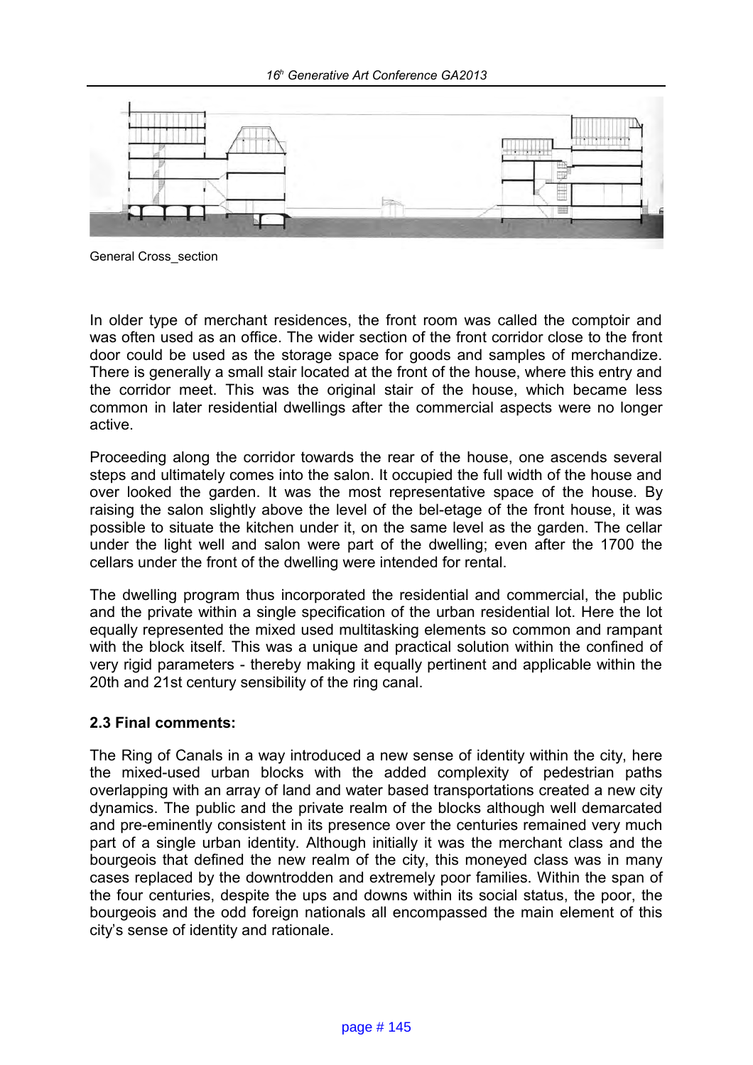General Cross_section

In older type of merchant residences, the front room was called the comptoir and was often used as an office. The wider section of the front corridor close to the front door could be used as the storage space for goods and samples of merchandize. There is generally a small stair located at the front of the house, where this entry and the corridor meet. This was the original stair of the house, which became less common in later residential dwellings after the commercial aspects were no longer active.

Proceeding along the corridor towards the rear of the house, one ascends several steps and ultimately comes into the salon. It occupied the full width of the house and over looked the garden. It was the most representative space of the house. By raising the salon slightly above the level of the bel-etage of the front house, it was possible to situate the kitchen under it, on the same level as the garden. The cellar under the light well and salon were part of the dwelling; even after the 1700 the cellars under the front of the dwelling were intended for rental.

The dwelling program thus incorporated the residential and commercial, the public and the private within a single specification of the urban residential lot. Here the lot equally represented the mixed used multitasking elements so common and rampant with the block itself. This was a unique and practical solution within the confined of very rigid parameters - thereby making it equally pertinent and applicable within the 20th and 21st century sensibility of the ring canal.

**2.3 Final comments:**

The Ring of Canals in a way introduced a new sense of identity within the city, here the mixed-used urban blocks with the added complexity of pedestrian paths overlapping with an array of land and water based transportations created a new city dynamics. The public and the private realm of the blocks although well demarcated and pre-eminently consistent in its presence over the centuries remained very much part of a single urban identity. Although initially it was the merchant class and the bourgeois that defined the new realm of the city, this moneyed class was in many cases replaced by the downtrodden and extremely poor families. Within the span of the four centuries, despite the ups and downs within its social status, the poor, the bourgeois and the odd foreign nationals all encompassed the main element of this city's sense of identity and rationale.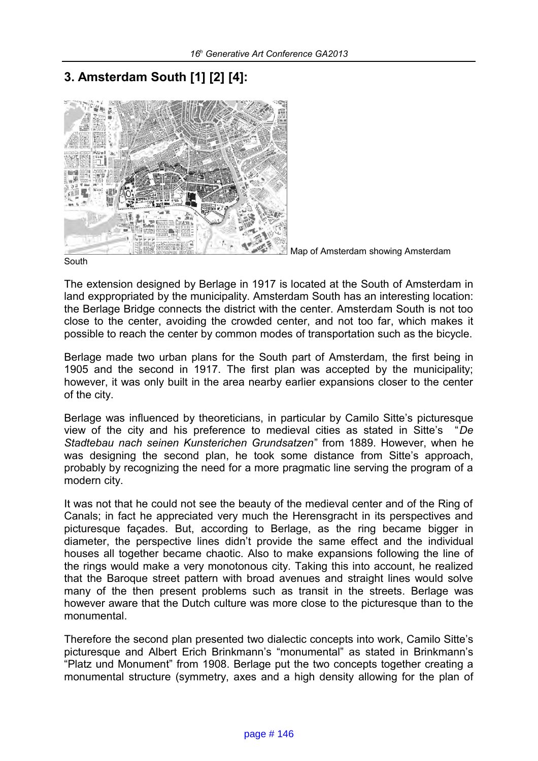## 3. Amsterdam South [1] [2] [4]:

Map of Amsterdam showing Amsterdam South

The extension designed by Berlage in 1917 is located at the South of Amsterdam in land exppropriated by the municipality. Amsterdam South has an interesting location: the Berlage Bridge connects the district with the center. Amsterdam South is not too close to the center, avoiding the crowded center, and not too far, which makes it possible to reach the center by common modes of transportation such as the bicycle.

Berlage made two urban plans for the South part of Amsterdam, the first being in 1905 and the second in 1917. The first plan was accepted by the municipality; however, it was only built in the area nearby earlier expansions closer to the center of the city.

Berlage was influenced by theoreticians, in particular by Camilo Sitte's picturesque view of the city and his preference to medieval cities as stated in Sitte's "*De Stadtebau nach seinen Kunsterichen Grundsatzen*" from 1889. However, when he was designing the second plan, he took some distance from Sitte's approach, probably by recognizing the need for a more pragmatic line serving the program of a modern city.

It was not that he could not see the beauty of the medieval center and of the Ring of Canals; in fact he appreciated very much the Herensgracht in its perspectives and picturesque façades. But, according to Berlage, as the ring became bigger in diameter, the perspective lines didn't provide the same effect and the individual houses all together became chaotic. Also to make expansions following the line of the rings would make a very monotonous city. Taking this into account, he realized that the Baroque street pattern with broad avenues and straight lines would solve many of the then present problems such as transit in the streets. Berlage was however aware that the Dutch culture was more close to the picturesque than to the monumental.

Therefore the second plan presented two dialectic concepts into work, Camilo Sitte's picturesque and Albert Erich Brinkmann's "monumental" as stated in Brinkmann's "Platz und Monument" from 1908. Berlage put the two concepts together creating a monumental structure (symmetry, axes and a high density allowing for the plan of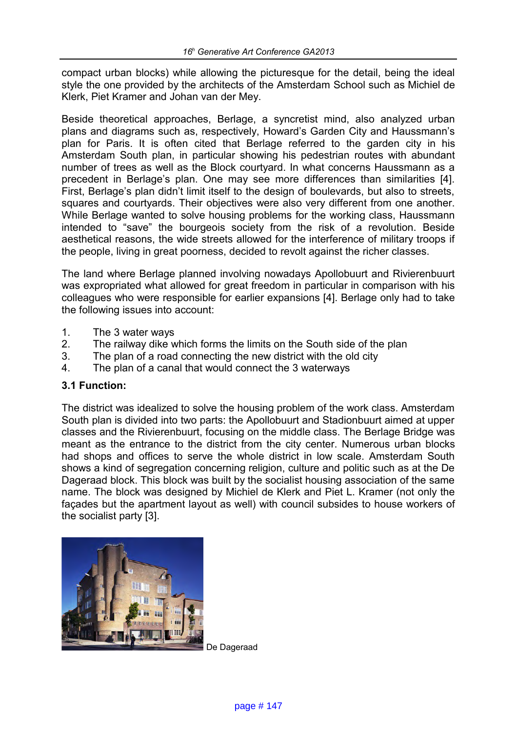compact urban blocks) while allowing the picturesque for the detail, being the ideal style the one provided by the architects of the Amsterdam School such as Michiel de Klerk, Piet Kramer and Johan van der Mey.

Beside theoretical approaches, Berlage, a syncretist mind, also analyzed urban plans and diagrams such as, respectively, Howard's Garden City and Haussmann's plan for Paris. It is often cited that Berlage referred to the garden city in his Amsterdam South plan, in particular showing his pedestrian routes with abundant number of trees as well as the Block courtyard. In what concerns Haussmann as a precedent in Berlage's plan. One may see more differences than similarities [4]. First, Berlage's plan didn't limit itself to the design of boulevards, but also to streets, squares and courtyards. Their objectives were also very different from one another. While Berlage wanted to solve housing problems for the working class, Haussmann intended to "save" the bourgeois society from the risk of a revolution. Beside aesthetical reasons, the wide streets allowed for the interference of military troops if the people, living in great poorness, decided to revolt against the richer classes.

The land where Berlage planned involving nowadays Apollobuurt and Rivierenbuurt was expropriated what allowed for great freedom in particular in comparison with his colleagues who were responsible for earlier expansions [4]. Berlage only had to take the following issues into account:

1. The 3 water ways
2. The railway dike which forms the limits on the South side of the plan
3. The plan of a road connecting the new district with the old city
4. The plan of a canal that would connect the 3 waterways

### 3.1 Function:

The district was idealized to solve the housing problem of the work class. Amsterdam South plan is divided into two parts: the Apollobuurt and Stadionbuurt aimed at upper classes and the Rivierenbuurt, focusing on the middle class. The Berlage Bridge was meant as the entrance to the district from the city center. Numerous urban blocks had shops and offices to serve the whole district in low scale. Amsterdam South shows a kind of segregation concerning religion, culture and politic such as at the De Dageraad block. This block was built by the socialist housing association of the same name. The block was designed by Michiel de Klerk and Piet L. Kramer (not only the façades but the apartment layout as well) with council subsides to house workers of the socialist party [3].

De Dageraad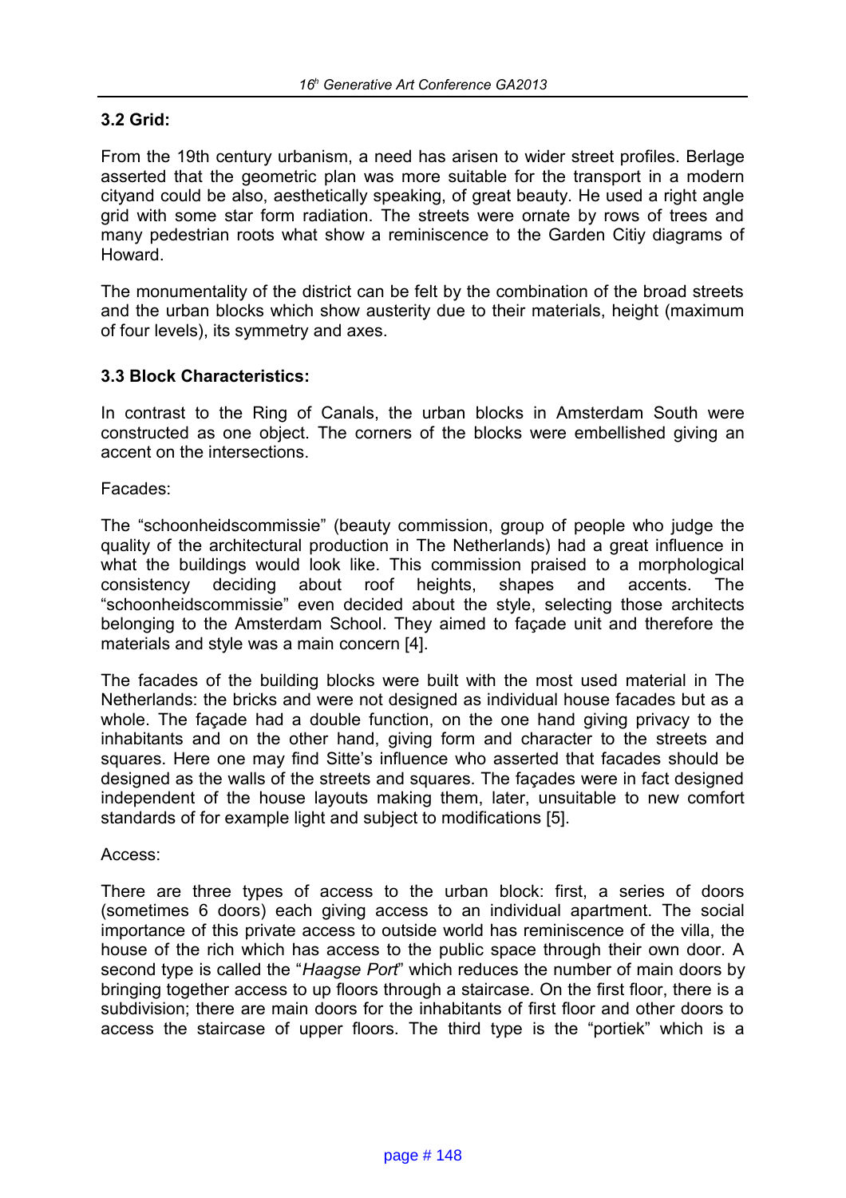### 3.2 Grid:

From the 19th century urbanism, a need has arisen to wider street profiles. Berlage asserted that the geometric plan was more suitable for the transport in a modern cityand could be also, aesthetically speaking, of great beauty. He used a right angle grid with some star form radiation. The streets were ornate by rows of trees and many pedestrian roots what show a reminiscence to the Garden Citiy diagrams of Howard.

The monumentality of the district can be felt by the combination of the broad streets and the urban blocks which show austerity due to their materials, height (maximum of four levels), its symmetry and axes.

### 3.3 Block Characteristics:

In contrast to the Ring of Canals, the urban blocks in Amsterdam South were constructed as one object. The corners of the blocks were embellished giving an accent on the intersections.

Facades:

The "schoonheidscommissie" (beauty commission, group of people who judge the quality of the architectural production in The Netherlands) had a great influence in what the buildings would look like. This commission praised to a morphological consistency deciding about roof heights, shapes and accents. The "schoonheidscommissie" even decided about the style, selecting those architects belonging to the Amsterdam School. They aimed to façade unit and therefore the materials and style was a main concern [4].

The facades of the building blocks were built with the most used material in The Netherlands: the bricks and were not designed as individual house facades but as a whole. The façade had a double function, on the one hand giving privacy to the inhabitants and on the other hand, giving form and character to the streets and squares. Here one may find Sitte's influence who asserted that facades should be designed as the walls of the streets and squares. The façades were in fact designed independent of the house layouts making them, later, unsuitable to new comfort standards of for example light and subject to modifications [5].

Access:

There are three types of access to the urban block: first, a series of doors (sometimes 6 doors) each giving access to an individual apartment. The social importance of this private access to outside world has reminiscence of the villa, the house of the rich which has access to the public space through their own door. A second type is called the "*Haagse Port*" which reduces the number of main doors by bringing together access to up floors through a staircase. On the first floor, there is a subdivision; there are main doors for the inhabitants of first floor and other doors to access the staircase of upper floors. The third type is the "portiek" which is a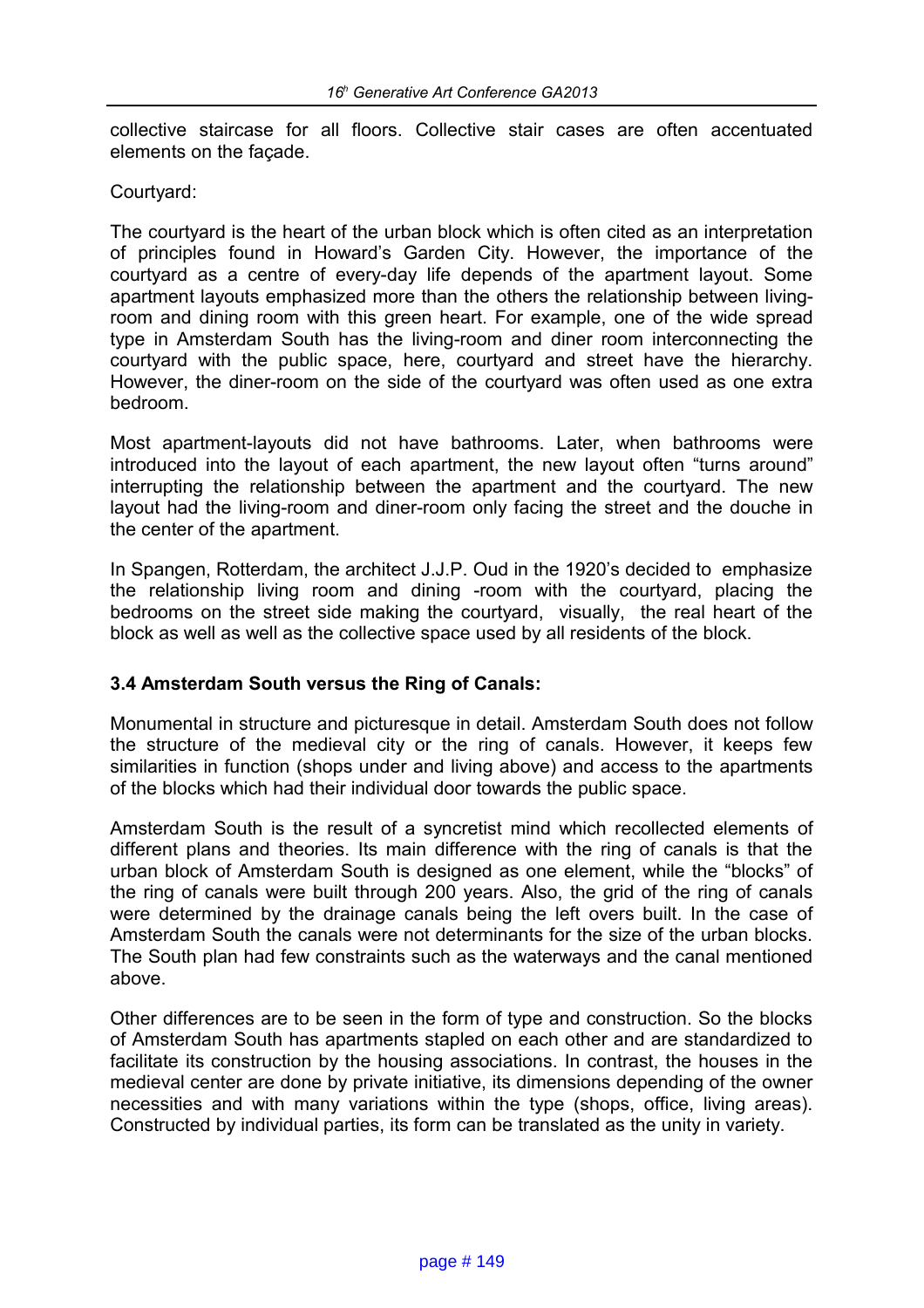collective staircase for all floors. Collective stair cases are often accentuated elements on the façade.

Courtyard:

The courtyard is the heart of the urban block which is often cited as an interpretation of principles found in Howard's Garden City. However, the importance of the courtyard as a centre of every-day life depends of the apartment layout. Some apartment layouts emphasized more than the others the relationship between living-room and dining room with this green heart. For example, one of the wide spread type in Amsterdam South has the living-room and diner room interconnecting the courtyard with the public space, here, courtyard and street have the hierarchy. However, the diner-room on the side of the courtyard was often used as one extra bedroom.

Most apartment-layouts did not have bathrooms. Later, when bathrooms were introduced into the layout of each apartment, the new layout often "turns around" interrupting the relationship between the apartment and the courtyard. The new layout had the living-room and diner-room only facing the street and the douche in the center of the apartment.

In Spangen, Rotterdam, the architect J.J.P. Oud in the 1920's decided to emphasize the relationship living room and dining -room with the courtyard, placing the bedrooms on the street side making the courtyard, visually, the real heart of the block as well as well as the collective space used by all residents of the block.

### 3.4 Amsterdam South versus the Ring of Canals:

Monumental in structure and picturesque in detail. Amsterdam South does not follow the structure of the medieval city or the ring of canals. However, it keeps few similarities in function (shops under and living above) and access to the apartments of the blocks which had their individual door towards the public space.

Amsterdam South is the result of a syncretist mind which recollected elements of different plans and theories. Its main difference with the ring of canals is that the urban block of Amsterdam South is designed as one element, while the "blocks" of the ring of canals were built through 200 years. Also, the grid of the ring of canals were determined by the drainage canals being the left overs built. In the case of Amsterdam South the canals were not determinants for the size of the urban blocks. The South plan had few constraints such as the waterways and the canal mentioned above.

Other differences are to be seen in the form of type and construction. So the blocks of Amsterdam South has apartments stapled on each other and are standardized to facilitate its construction by the housing associations. In contrast, the houses in the medieval center are done by private initiative, its dimensions depending of the owner necessities and with many variations within the type (shops, office, living areas). Constructed by individual parties, its form can be translated as the unity in variety.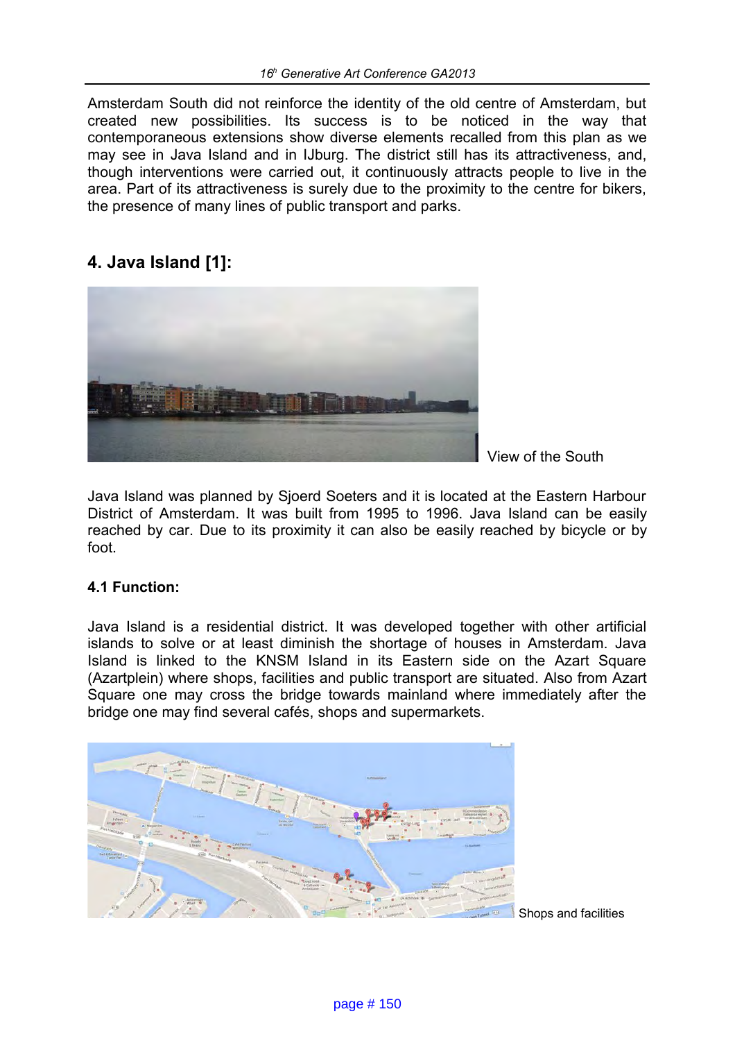Amsterdam South did not reinforce the identity of the old centre of Amsterdam, but created new possibilities. Its success is to be noticed in the way that contemporaneous extensions show diverse elements recalled from this plan as we may see in Java Island and in IJburg. The district still has its attractiveness, and, though interventions were carried out, it continuously attracts people to live in the area. Part of its attractiveness is surely due to the proximity to the centre for bikers, the presence of many lines of public transport and parks.

## 4. Java Island [1]:

View of the South

Java Island was planned by Sjoerd Soeters and it is located at the Eastern Harbour District of Amsterdam. It was built from 1995 to 1996. Java Island can be easily reached by car. Due to its proximity it can also be easily reached by bicycle or by foot.

### 4.1 Function:

Java Island is a residential district. It was developed together with other artificial islands to solve or at least diminish the shortage of houses in Amsterdam. Java Island is linked to the KNSM Island in its Eastern side on the Azart Square (Azartplein) where shops, facilities and public transport are situated. Also from Azart Square one may cross the bridge towards mainland where immediately after the bridge one may find several cafés, shops and supermarkets.

Shops and facilities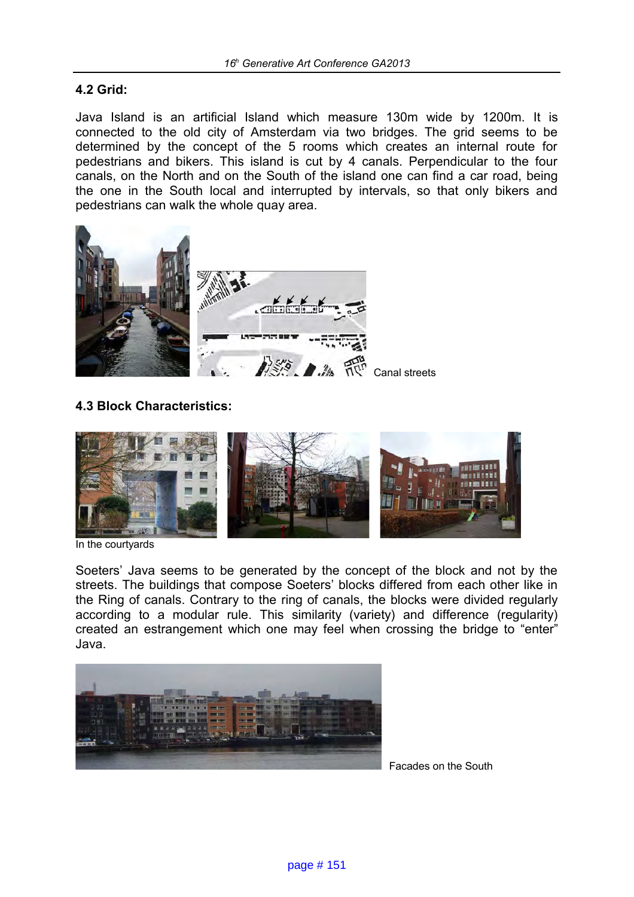### 4.2 Grid:

Java Island is an artificial Island which measure 130m wide by 1200m. It is connected to the old city of Amsterdam via two bridges. The grid seems to be determined by the concept of the 5 rooms which creates an internal route for pedestrians and bikers. This island is cut by 4 canals. Perpendicular to the four canals, on the North and on the South of the island one can find a car road, being the one in the South local and interrupted by intervals, so that only bikers and pedestrians can walk the whole quay area.

Canal streets

### 4.3 Block Characteristics:

In the courtyards

Soeters' Java seems to be generated by the concept of the block and not by the streets. The buildings that compose Soeters' blocks differed from each other like in the Ring of canals. Contrary to the ring of canals, the blocks were divided regularly according to a modular rule. This similarity (variety) and difference (regularity) created an estrangement which one may feel when crossing the bridge to "enter" Java.

Facades on the South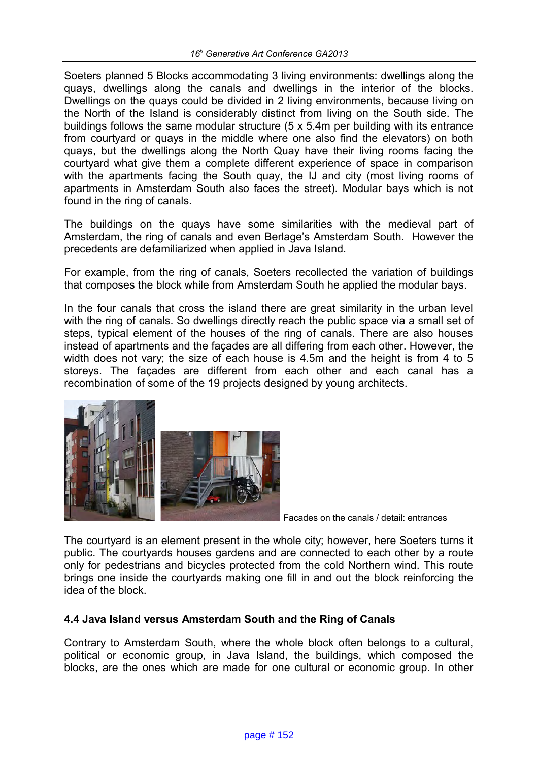Soeters planned 5 Blocks accommodating 3 living environments: dwellings along the quays, dwellings along the canals and dwellings in the interior of the blocks. Dwellings on the quays could be divided in 2 living environments, because living on the North of the Island is considerably distinct from living on the South side. The buildings follows the same modular structure (5 x 5.4m per building with its entrance from courtyard or quays in the middle where one also find the elevators) on both quays, but the dwellings along the North Quay have their living rooms facing the courtyard what give them a complete different experience of space in comparison with the apartments facing the South quay, the IJ and city (most living rooms of apartments in Amsterdam South also faces the street). Modular bays which is not found in the ring of canals.

The buildings on the quays have some similarities with the medieval part of Amsterdam, the ring of canals and even Berlage's Amsterdam South. However the precedents are defamiliarized when applied in Java Island.

For example, from the ring of canals, Soeters recollected the variation of buildings that composes the block while from Amsterdam South he applied the modular bays.

In the four canals that cross the island there are great similarity in the urban level with the ring of canals. So dwellings directly reach the public space via a small set of steps, typical element of the houses of the ring of canals. There are also houses instead of apartments and the façades are all differing from each other. However, the width does not vary; the size of each house is 4.5m and the height is from 4 to 5 storeys. The façades are different from each other and each canal has a recombination of some of the 19 projects designed by young architects.

Facades on the canals / detail: entrances

The courtyard is an element present in the whole city; however, here Soeters turns it public. The courtyards houses gardens and are connected to each other by a route only for pedestrians and bicycles protected from the cold Northern wind. This route brings one inside the courtyards making one fill in and out the block reinforcing the idea of the block.

### 4.4 Java Island versus Amsterdam South and the Ring of Canals

Contrary to Amsterdam South, where the whole block often belongs to a cultural, political or economic group, in Java Island, the buildings, which composed the blocks, are the ones which are made for one cultural or economic group. In other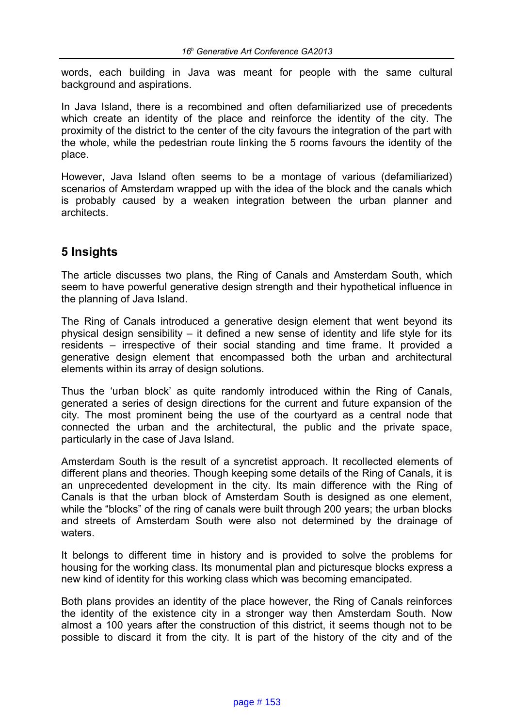words, each building in Java was meant for people with the same cultural background and aspirations.

In Java Island, there is a recombined and often defamiliarized use of precedents which create an identity of the place and reinforce the identity of the city. The proximity of the district to the center of the city favours the integration of the part with the whole, while the pedestrian route linking the 5 rooms favours the identity of the place.

However, Java Island often seems to be a montage of various (defamiliarized) scenarios of Amsterdam wrapped up with the idea of the block and the canals which is probably caused by a weaken integration between the urban planner and architects.

## 5 Insights

The article discusses two plans, the Ring of Canals and Amsterdam South, which seem to have powerful generative design strength and their hypothetical influence in the planning of Java Island.

The Ring of Canals introduced a generative design element that went beyond its physical design sensibility – it defined a new sense of identity and life style for its residents – irrespective of their social standing and time frame. It provided a generative design element that encompassed both the urban and architectural elements within its array of design solutions.

Thus the 'urban block' as quite randomly introduced within the Ring of Canals, generated a series of design directions for the current and future expansion of the city. The most prominent being the use of the courtyard as a central node that connected the urban and the architectural, the public and the private space, particularly in the case of Java Island.

Amsterdam South is the result of a syncretist approach. It recollected elements of different plans and theories. Though keeping some details of the Ring of Canals, it is an unprecedented development in the city. Its main difference with the Ring of Canals is that the urban block of Amsterdam South is designed as one element, while the "blocks" of the ring of canals were built through 200 years; the urban blocks and streets of Amsterdam South were also not determined by the drainage of waters.

It belongs to different time in history and is provided to solve the problems for housing for the working class. Its monumental plan and picturesque blocks express a new kind of identity for this working class which was becoming emancipated.

Both plans provides an identity of the place however, the Ring of Canals reinforces the identity of the existence city in a stronger way then Amsterdam South. Now almost a 100 years after the construction of this district, it seems though not to be possible to discard it from the city. It is part of the history of the city and of the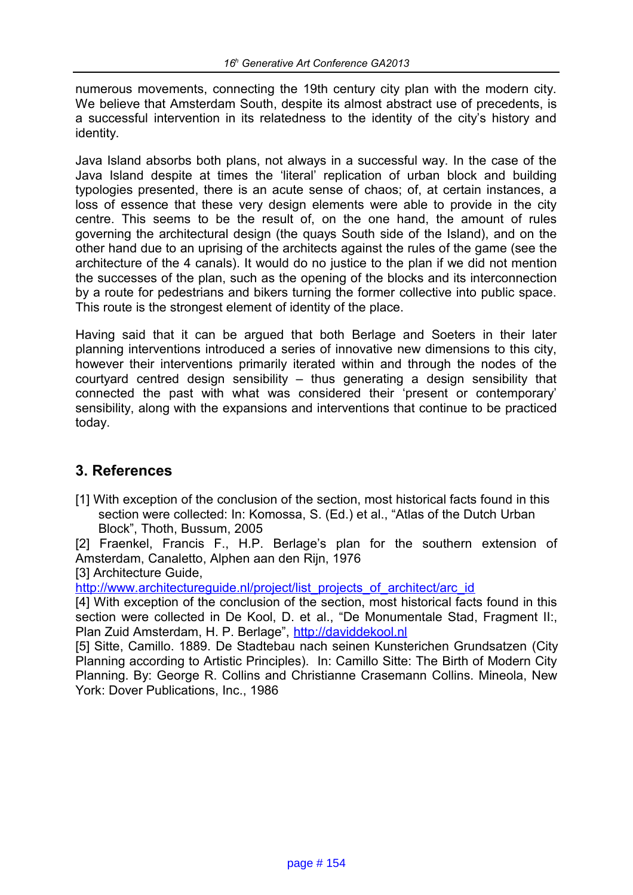numerous movements, connecting the 19th century city plan with the modern city. We believe that Amsterdam South, despite its almost abstract use of precedents, is a successful intervention in its relatedness to the identity of the city's history and identity.

Java Island absorbs both plans, not always in a successful way. In the case of the Java Island despite at times the 'literal' replication of urban block and building typologies presented, there is an acute sense of chaos; of, at certain instances, a loss of essence that these very design elements were able to provide in the city centre. This seems to be the result of, on the one hand, the amount of rules governing the architectural design (the quays South side of the Island), and on the other hand due to an uprising of the architects against the rules of the game (see the architecture of the 4 canals). It would do no justice to the plan if we did not mention the successes of the plan, such as the opening of the blocks and its interconnection by a route for pedestrians and bikers turning the former collective into public space. This route is the strongest element of identity of the place.

Having said that it can be argued that both Berlage and Soeters in their later planning interventions introduced a series of innovative new dimensions to this city, however their interventions primarily iterated within and through the nodes of the courtyard centred design sensibility – thus generating a design sensibility that connected the past with what was considered their 'present or contemporary' sensibility, along with the expansions and interventions that continue to be practiced today.

## 3. References

[1] With exception of the conclusion of the section, most historical facts found in this section were collected: In: Komossa, S. (Ed.) et al., "Atlas of the Dutch Urban Block", Thoth, Bussum, 2005

[2] Fraenkel, Francis F., H.P. Berlage's plan for the southern extension of Amsterdam, Canaletto, Alphen aan den Rijn, 1976

[3] Architecture Guide, http://www.architectureguide.nl/project/list_projects_of_architect/arc_id

[4] With exception of the conclusion of the section, most historical facts found in this section were collected in De Kool, D. et al., "De Monumentale Stad, Fragment II:, Plan Zuid Amsterdam, H. P. Berlage", http://daviddekool.nl

[5] Sitte, Camillo. 1889. De Stadtebau nach seinen Kunsterichen Grundsatzen (City Planning according to Artistic Principles). In: Camillo Sitte: The Birth of Modern City Planning. By: George R. Collins and Christianne Crasemann Collins. Mineola, New York: Dover Publications, Inc., 1986